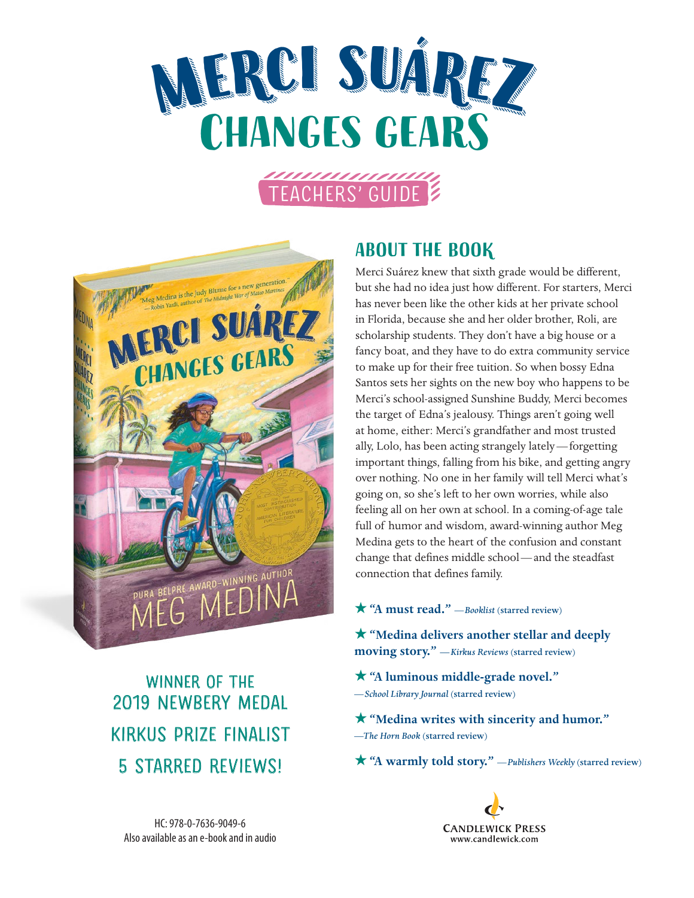# MERCI SUÁREZ CHANGES GEARS

TEACHERS' GUIDE

WINNER OF THE 2019 NEWBERY MEDAL

KIRKUS PRIZE FINALIST

5 STARRED REVIEWS!

HC: 978-0-7636-9049-6

Also available as an e-book and in audio

## ABOUT THE BOOK

Merci Suárez knew that sixth grade would be different, but she had no idea just how different. For starters, Merci has never been like the other kids at her private school in Florida, because she and her older brother, Roli, are scholarship students. They don't have a big house or a fancy boat, and they have to do extra community service to make up for their free tuition. So when bossy Edna Santos sets her sights on the new boy who happens to be Merci's school-assigned Sunshine Buddy, Merci becomes the target of Edna's jealousy. Things aren't going well at home, either: Merci's grandfather and most trusted ally, Lolo, has been acting strangely lately—forgetting important things, falling from his bike, and getting angry over nothing. No one in her family will tell Merci what's going on, so she's left to her own worries, while also feeling all on her own at school. In a coming-of-age tale full of humor and wisdom, award-winning author Meg Medina gets to the heart of the confusion and constant change that defines middle school—and the steadfast connection that defines family.

★ **"A must read."** —*Booklist* (starred review)

★ **"Medina delivers another stellar and deeply moving story."** —*Kirkus Reviews* (starred review)

★ **"A luminous middle-grade novel."** —*School Library Journal* (starred review)

★ **"Medina writes with sincerity and humor."** —*The Horn Book* (starred review)

★ **"A warmly told story."** —*Publishers Weekly* (starred review)

CANDLEWICK PRESS
www.candlewick.com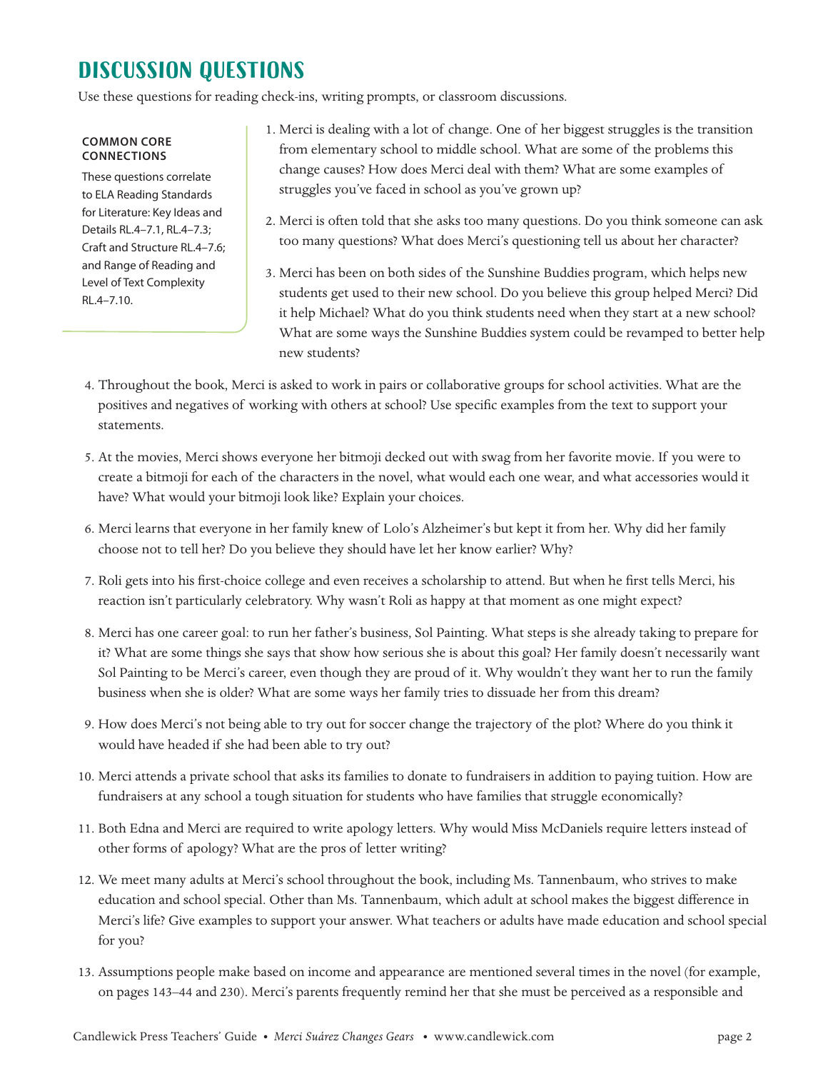# DISCUSSION QUESTIONS

Use these questions for reading check-ins, writing prompts, or classroom discussions.

**COMMON CORE CONNECTIONS**

These questions correlate to ELA Reading Standards for Literature: Key Ideas and Details RL.4–7.1, RL.4–7.3; Craft and Structure RL.4–7.6; and Range of Reading and Level of Text Complexity RL.4–7.10.

1. Merci is dealing with a lot of change. One of her biggest struggles is the transition from elementary school to middle school. What are some of the problems this change causes? How does Merci deal with them? What are some examples of struggles you've faced in school as you've grown up?

2. Merci is often told that she asks too many questions. Do you think someone can ask too many questions? What does Merci's questioning tell us about her character?

3. Merci has been on both sides of the Sunshine Buddies program, which helps new students get used to their new school. Do you believe this group helped Merci? Did it help Michael? What do you think students need when they start at a new school? What are some ways the Sunshine Buddies system could be revamped to better help new students?

4. Throughout the book, Merci is asked to work in pairs or collaborative groups for school activities. What are the positives and negatives of working with others at school? Use specific examples from the text to support your statements.

5. At the movies, Merci shows everyone her bitmoji decked out with swag from her favorite movie. If you were to create a bitmoji for each of the characters in the novel, what would each one wear, and what accessories would it have? What would your bitmoji look like? Explain your choices.

6. Merci learns that everyone in her family knew of Lolo's Alzheimer's but kept it from her. Why did her family choose not to tell her? Do you believe they should have let her know earlier? Why?

7. Roli gets into his first-choice college and even receives a scholarship to attend. But when he first tells Merci, his reaction isn't particularly celebratory. Why wasn't Roli as happy at that moment as one might expect?

8. Merci has one career goal: to run her father's business, Sol Painting. What steps is she already taking to prepare for it? What are some things she says that show how serious she is about this goal? Her family doesn't necessarily want Sol Painting to be Merci's career, even though they are proud of it. Why wouldn't they want her to run the family business when she is older? What are some ways her family tries to dissuade her from this dream?

9. How does Merci's not being able to try out for soccer change the trajectory of the plot? Where do you think it would have headed if she had been able to try out?

10. Merci attends a private school that asks its families to donate to fundraisers in addition to paying tuition. How are fundraisers at any school a tough situation for students who have families that struggle economically?

11. Both Edna and Merci are required to write apology letters. Why would Miss McDaniels require letters instead of other forms of apology? What are the pros of letter writing?

12. We meet many adults at Merci's school throughout the book, including Ms. Tannenbaum, who strives to make education and school special. Other than Ms. Tannenbaum, which adult at school makes the biggest difference in Merci's life? Give examples to support your answer. What teachers or adults have made education and school special for you?

13. Assumptions people make based on income and appearance are mentioned several times in the novel (for example, on pages 143–44 and 230). Merci's parents frequently remind her that she must be perceived as a responsible and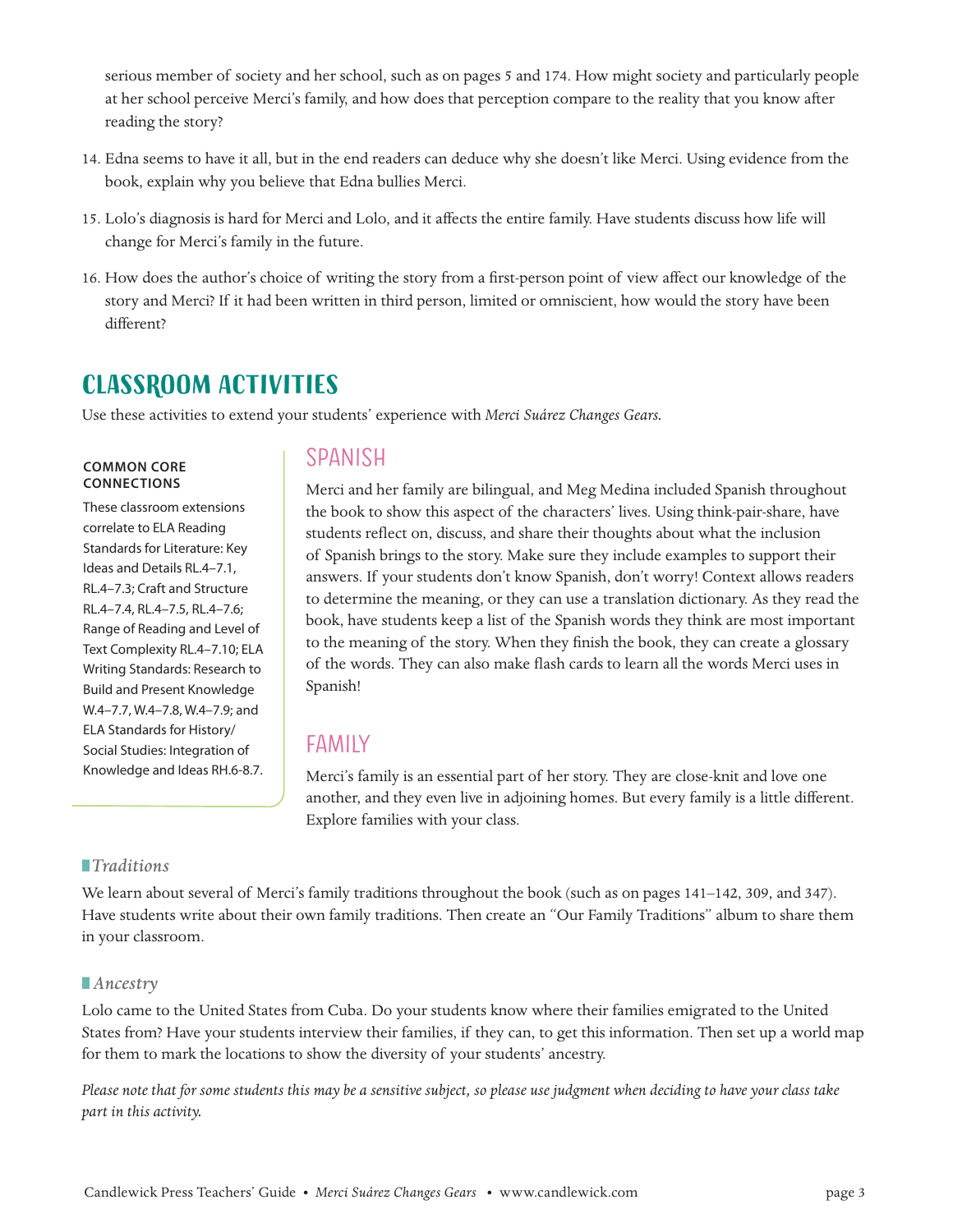serious member of society and her school, such as on pages 5 and 174. How might society and particularly people at her school perceive Merci's family, and how does that perception compare to the reality that you know after reading the story?

14. Edna seems to have it all, but in the end readers can deduce why she doesn't like Merci. Using evidence from the book, explain why you believe that Edna bullies Merci.
15. Lolo's diagnosis is hard for Merci and Lolo, and it affects the entire family. Have students discuss how life will change for Merci's family in the future.
16. How does the author's choice of writing the story from a first-person point of view affect our knowledge of the story and Merci? If it had been written in third person, limited or omniscient, how would the story have been different?

# CLASSROOM ACTIVITIES

Use these activities to extend your students' experience with *Merci Suárez Changes Gears*.

**COMMON CORE CONNECTIONS**

These classroom extensions correlate to ELA Reading Standards for Literature: Key Ideas and Details RL.4–7.1, RL.4–7.3; Craft and Structure RL.4–7.4, RL.4–7.5, RL.4–7.6; Range of Reading and Level of Text Complexity RL.4–7.10; ELA Writing Standards: Research to Build and Present Knowledge W.4–7.7, W.4–7.8, W.4–7.9; and ELA Standards for History/Social Studies: Integration of Knowledge and Ideas RH.6-8.7.

## SPANISH

Merci and her family are bilingual, and Meg Medina included Spanish throughout the book to show this aspect of the characters' lives. Using think-pair-share, have students reflect on, discuss, and share their thoughts about what the inclusion of Spanish brings to the story. Make sure they include examples to support their answers. If your students don't know Spanish, don't worry! Context allows readers to determine the meaning, or they can use a translation dictionary. As they read the book, have students keep a list of the Spanish words they think are most important to the meaning of the story. When they finish the book, they can create a glossary of the words. They can also make flash cards to learn all the words Merci uses in Spanish!

## FAMILY

Merci's family is an essential part of her story. They are close-knit and love one another, and they even live in adjoining homes. But every family is a little different. Explore families with your class.

### *Traditions*

We learn about several of Merci's family traditions throughout the book (such as on pages 141–142, 309, and 347). Have students write about their own family traditions. Then create an "Our Family Traditions" album to share them in your classroom.

### *Ancestry*

Lolo came to the United States from Cuba. Do your students know where their families emigrated to the United States from? Have your students interview their families, if they can, to get this information. Then set up a world map for them to mark the locations to show the diversity of your students' ancestry.

*Please note that for some students this may be a sensitive subject, so please use judgment when deciding to have your class take part in this activity.*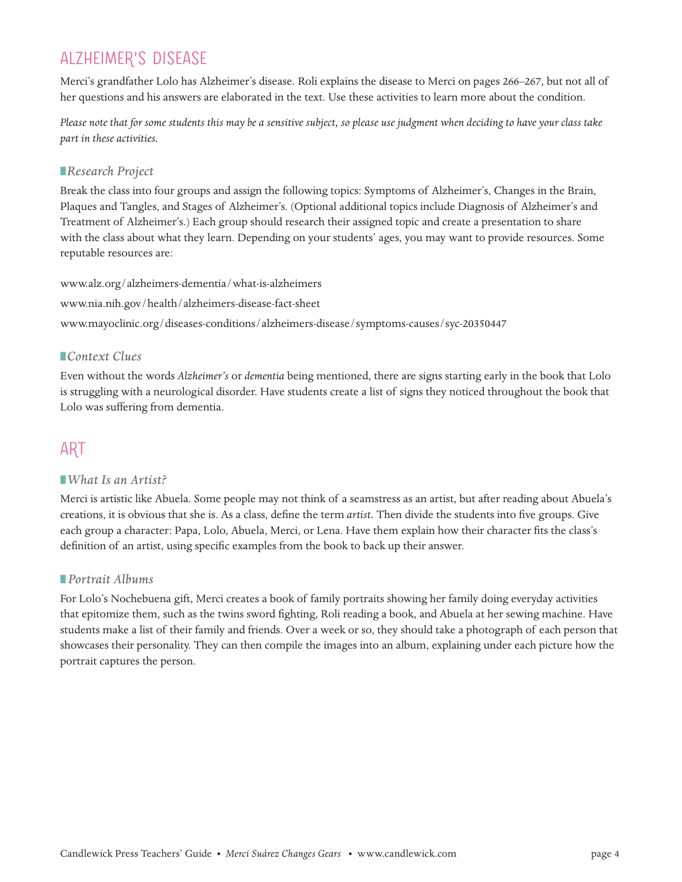## ALZHEIMER'S DISEASE

Merci's grandfather Lolo has Alzheimer's disease. Roli explains the disease to Merci on pages 266–267, but not all of her questions and his answers are elaborated in the text. Use these activities to learn more about the condition.

*Please note that for some students this may be a sensitive subject, so please use judgment when deciding to have your class take part in these activities.*

### *Research Project*

Break the class into four groups and assign the following topics: Symptoms of Alzheimer's, Changes in the Brain, Plaques and Tangles, and Stages of Alzheimer's. (Optional additional topics include Diagnosis of Alzheimer's and Treatment of Alzheimer's.) Each group should research their assigned topic and create a presentation to share with the class about what they learn. Depending on your students' ages, you may want to provide resources. Some reputable resources are:

www.alz.org/alzheimers-dementia/what-is-alzheimers

www.nia.nih.gov/health/alzheimers-disease-fact-sheet

www.mayoclinic.org/diseases-conditions/alzheimers-disease/symptoms-causes/syc-20350447

### *Context Clues*

Even without the words *Alzheimer's* or *dementia* being mentioned, there are signs starting early in the book that Lolo is struggling with a neurological disorder. Have students create a list of signs they noticed throughout the book that Lolo was suffering from dementia.

## ART

### *What Is an Artist?*

Merci is artistic like Abuela. Some people may not think of a seamstress as an artist, but after reading about Abuela's creations, it is obvious that she is. As a class, define the term *artist.* Then divide the students into five groups. Give each group a character: Papa, Lolo, Abuela, Merci, or Lena. Have them explain how their character fits the class's definition of an artist, using specific examples from the book to back up their answer.

### *Portrait Albums*

For Lolo's Nochebuena gift, Merci creates a book of family portraits showing her family doing everyday activities that epitomize them, such as the twins sword fighting, Roli reading a book, and Abuela at her sewing machine. Have students make a list of their family and friends. Over a week or so, they should take a photograph of each person that showcases their personality. They can then compile the images into an album, explaining under each picture how the portrait captures the person.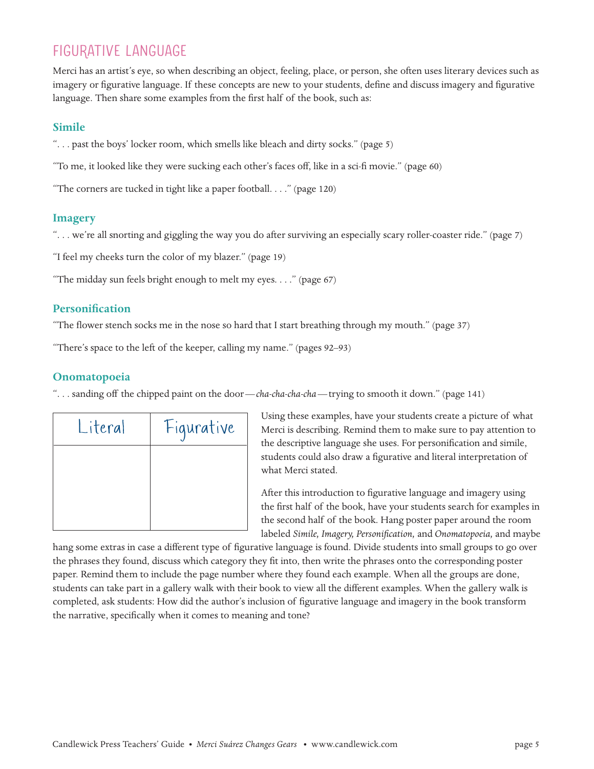## FIGURATIVE LANGUAGE

Merci has an artist's eye, so when describing an object, feeling, place, or person, she often uses literary devices such as imagery or figurative language. If these concepts are new to your students, define and discuss imagery and figurative language. Then share some examples from the first half of the book, such as:

### Simile

". . . past the boys' locker room, which smells like bleach and dirty socks." (page 5)

"To me, it looked like they were sucking each other's faces off, like in a sci-fi movie." (page 60)

"The corners are tucked in tight like a paper football. . . ." (page 120)

### Imagery

". . . we're all snorting and giggling the way you do after surviving an especially scary roller-coaster ride." (page 7)

"I feel my cheeks turn the color of my blazer." (page 19)

"The midday sun feels bright enough to melt my eyes. . . ." (page 67)

### Personification

"The flower stench socks me in the nose so hard that I start breathing through my mouth." (page 37)

"There's space to the left of the keeper, calling my name." (pages 92–93)

### Onomatopoeia

". . . sanding off the chipped paint on the door—*cha-cha-cha-cha*—trying to smooth it down." (page 141)

| Literal | Figurative |
| --- | --- |
| | |

Using these examples, have your students create a picture of what Merci is describing. Remind them to make sure to pay attention to the descriptive language she uses. For personification and simile, students could also draw a figurative and literal interpretation of what Merci stated.

After this introduction to figurative language and imagery using the first half of the book, have your students search for examples in the second half of the book. Hang poster paper around the room labeled *Simile, Imagery, Personification,* and *Onomatopoeia,* and maybe hang some extras in case a different type of figurative language is found. Divide students into small groups to go over the phrases they found, discuss which category they fit into, then write the phrases onto the corresponding poster paper. Remind them to include the page number where they found each example. When all the groups are done, students can take part in a gallery walk with their book to view all the different examples. When the gallery walk is completed, ask students: How did the author's inclusion of figurative language and imagery in the book transform the narrative, specifically when it comes to meaning and tone?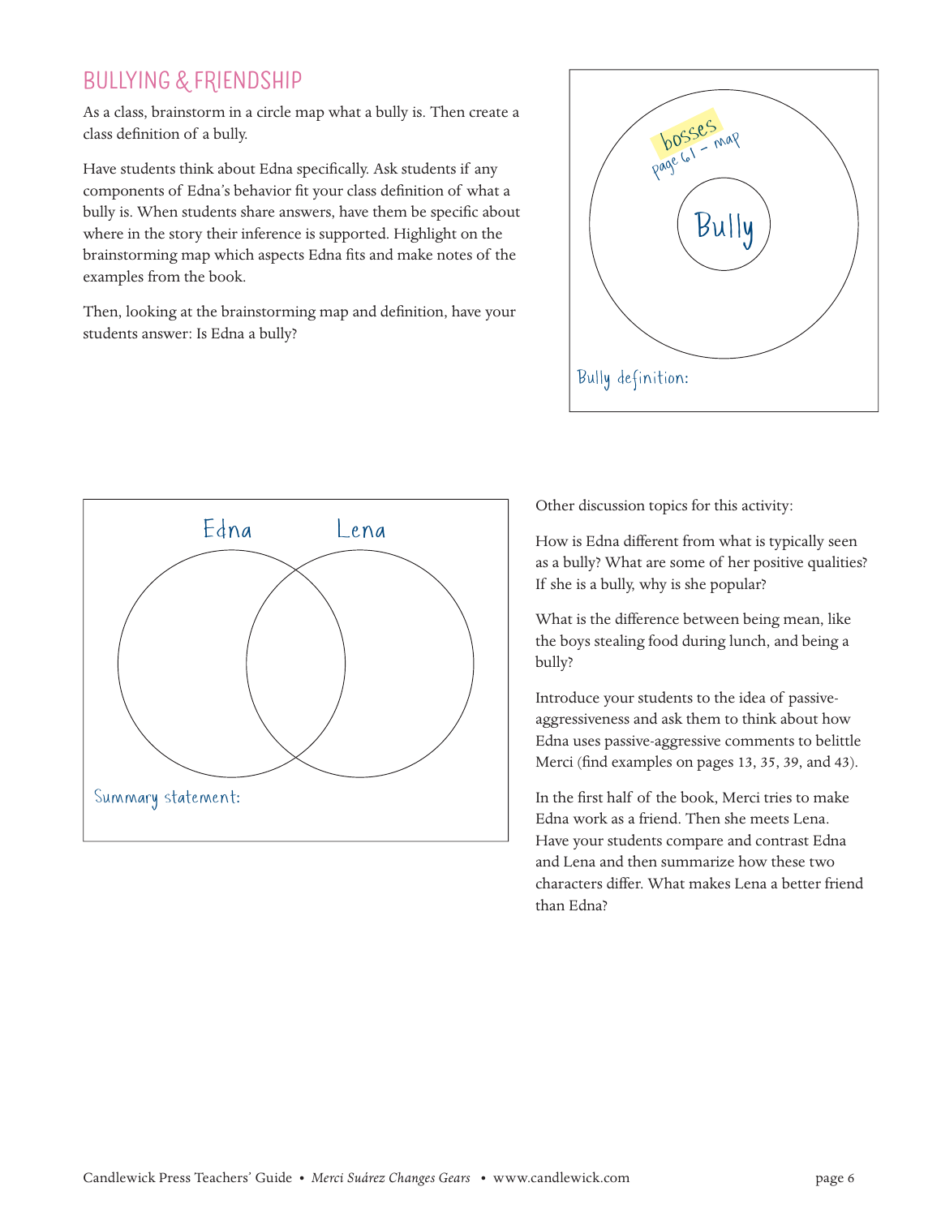## BULLYING & FRIENDSHIP

As a class, brainstorm in a circle map what a bully is. Then create a class definition of a bully.

Have students think about Edna specifically. Ask students if any components of Edna's behavior fit your class definition of what a bully is. When students share answers, have them be specific about where in the story their inference is supported. Highlight on the brainstorming map which aspects Edna fits and make notes of the examples from the book.

Then, looking at the brainstorming map and definition, have your students answer: Is Edna a bully?

bosses
page 61 – map
Bully

Bully definition:

Edna
Lena

Summary statement:

Other discussion topics for this activity:

How is Edna different from what is typically seen as a bully? What are some of her positive qualities? If she is a bully, why is she popular?

What is the difference between being mean, like the boys stealing food during lunch, and being a bully?

Introduce your students to the idea of passive-aggressiveness and ask them to think about how Edna uses passive-aggressive comments to belittle Merci (find examples on pages 13, 35, 39, and 43).

In the first half of the book, Merci tries to make Edna work as a friend. Then she meets Lena. Have your students compare and contrast Edna and Lena and then summarize how these two characters differ. What makes Lena a better friend than Edna?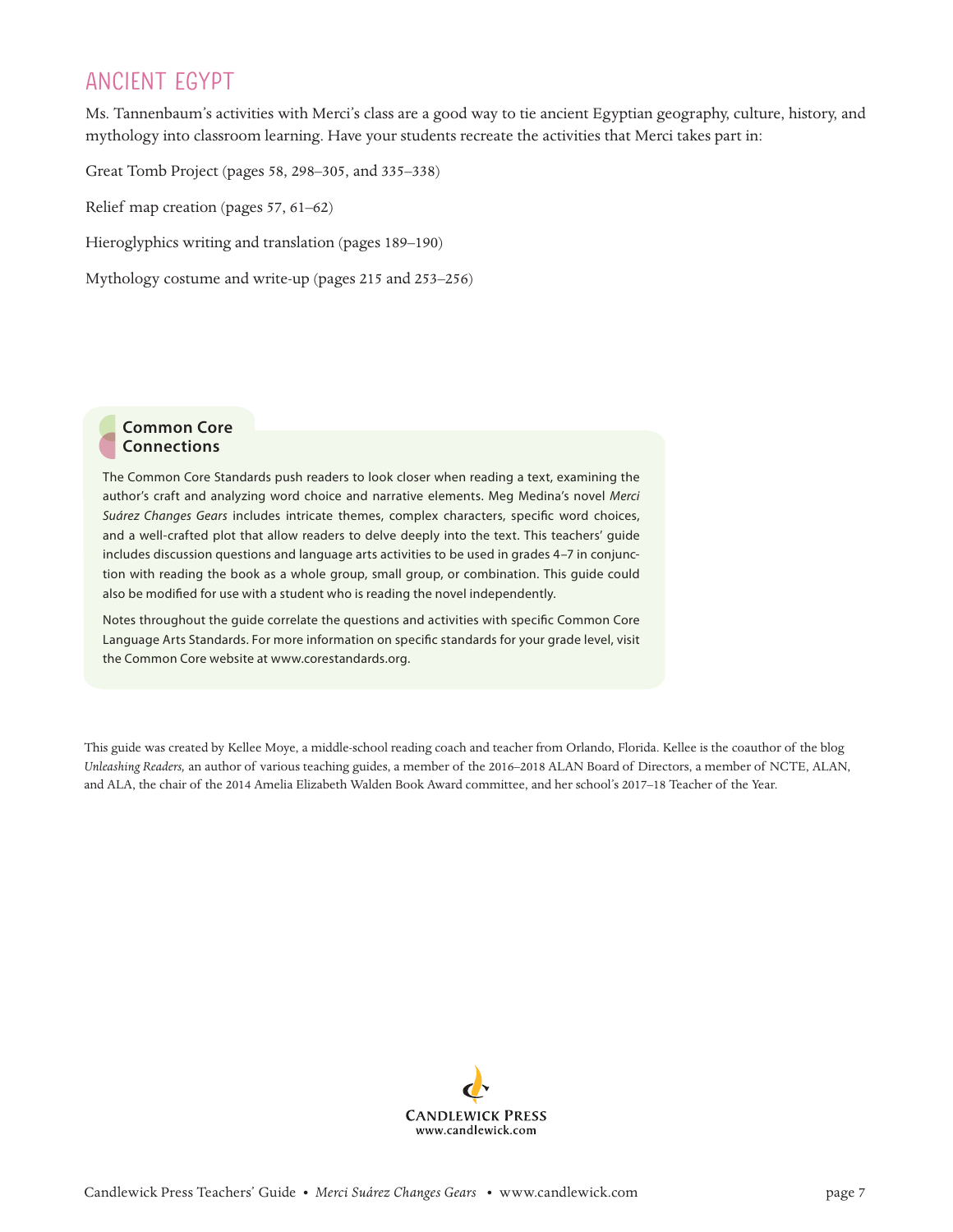## ANCIENT EGYPT

Ms. Tannenbaum's activities with Merci's class are a good way to tie ancient Egyptian geography, culture, history, and mythology into classroom learning. Have your students recreate the activities that Merci takes part in:

Great Tomb Project (pages 58, 298–305, and 335–338)

Relief map creation (pages 57, 61–62)

Hieroglyphics writing and translation (pages 189–190)

Mythology costume and write-up (pages 215 and 253–256)

### Common Core Connections

The Common Core Standards push readers to look closer when reading a text, examining the author's craft and analyzing word choice and narrative elements. Meg Medina's novel *Merci Suárez Changes Gears* includes intricate themes, complex characters, specific word choices, and a well-crafted plot that allow readers to delve deeply into the text. This teachers' guide includes discussion questions and language arts activities to be used in grades 4–7 in conjunction with reading the book as a whole group, small group, or combination. This guide could also be modified for use with a student who is reading the novel independently.

Notes throughout the guide correlate the questions and activities with specific Common Core Language Arts Standards. For more information on specific standards for your grade level, visit the Common Core website at www.corestandards.org.

This guide was created by Kellee Moye, a middle-school reading coach and teacher from Orlando, Florida. Kellee is the coauthor of the blog *Unleashing Readers*, an author of various teaching guides, a member of the 2016–2018 ALAN Board of Directors, a member of NCTE, ALAN, and ALA, the chair of the 2014 Amelia Elizabeth Walden Book Award committee, and her school's 2017–18 Teacher of the Year.

CANDLEWICK PRESS
www.candlewick.com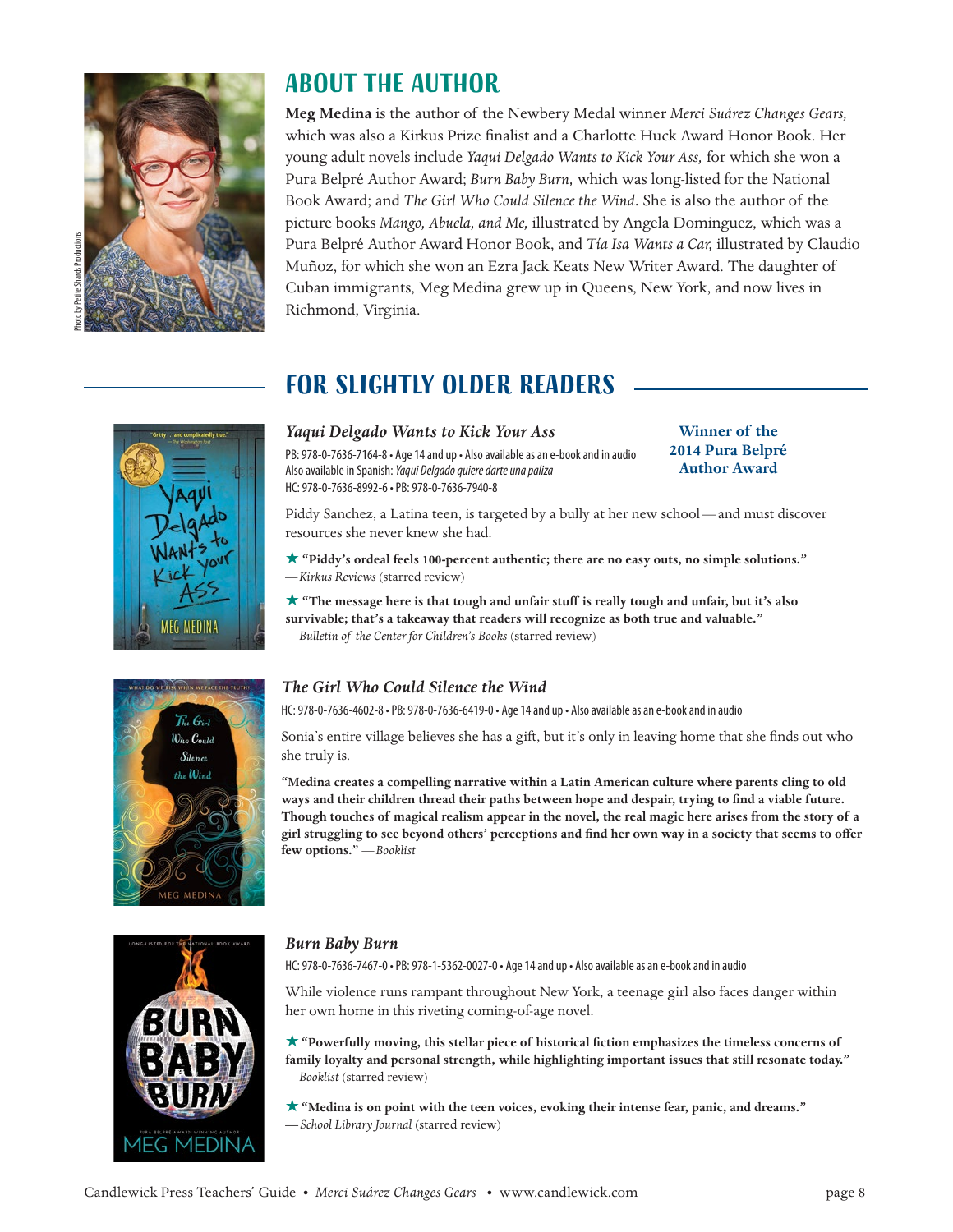Photo by Petite Shards Productions

## ABOUT THE AUTHOR

**Meg Medina** is the author of the Newbery Medal winner *Merci Suárez Changes Gears,* which was also a Kirkus Prize finalist and a Charlotte Huck Award Honor Book. Her young adult novels include *Yaqui Delgado Wants to Kick Your Ass,* for which she won a Pura Belpré Author Award; *Burn Baby Burn,* which was long-listed for the National Book Award; and *The Girl Who Could Silence the Wind.* She is also the author of the picture books *Mango, Abuela, and Me,* illustrated by Angela Dominguez, which was a Pura Belpré Author Award Honor Book, and *Tía Isa Wants a Car,* illustrated by Claudio Muñoz, for which she won an Ezra Jack Keats New Writer Award. The daughter of Cuban immigrants, Meg Medina grew up in Queens, New York, and now lives in Richmond, Virginia.

## FOR SLIGHTLY OLDER READERS

### *Yaqui Delgado Wants to Kick Your Ass*

**Winner of the 2014 Pura Belpré Author Award**

PB: 978-0-7636-7164-8 • Age 14 and up • Also available as an e-book and in audio
Also available in Spanish: *Yaqui Delgado quiere darte una paliza*
HC: 978-0-7636-8992-6 • PB: 978-0-7636-7940-8

Piddy Sanchez, a Latina teen, is targeted by a bully at her new school—and must discover resources she never knew she had.

★ **"Piddy's ordeal feels 100-percent authentic; there are no easy outs, no simple solutions."**
—*Kirkus Reviews* (starred review)

★ **"The message here is that tough and unfair stuff is really tough and unfair, but it's also survivable; that's a takeaway that readers will recognize as both true and valuable."**
—*Bulletin of the Center for Children's Books* (starred review)

### *The Girl Who Could Silence the Wind*

HC: 978-0-7636-4602-8 • PB: 978-0-7636-6419-0 • Age 14 and up • Also available as an e-book and in audio

Sonia's entire village believes she has a gift, but it's only in leaving home that she finds out who she truly is.

**"Medina creates a compelling narrative within a Latin American culture where parents cling to old ways and their children thread their paths between hope and despair, trying to find a viable future. Though touches of magical realism appear in the novel, the real magic here arises from the story of a girl struggling to see beyond others' perceptions and find her own way in a society that seems to offer few options."** —*Booklist*

### *Burn Baby Burn*

HC: 978-0-7636-7467-0 • PB: 978-1-5362-0027-0 • Age 14 and up • Also available as an e-book and in audio

While violence runs rampant throughout New York, a teenage girl also faces danger within her own home in this riveting coming-of-age novel.

★ **"Powerfully moving, this stellar piece of historical fiction emphasizes the timeless concerns of family loyalty and personal strength, while highlighting important issues that still resonate today."**
—*Booklist* (starred review)

★ **"Medina is on point with the teen voices, evoking their intense fear, panic, and dreams."**
—*School Library Journal* (starred review)